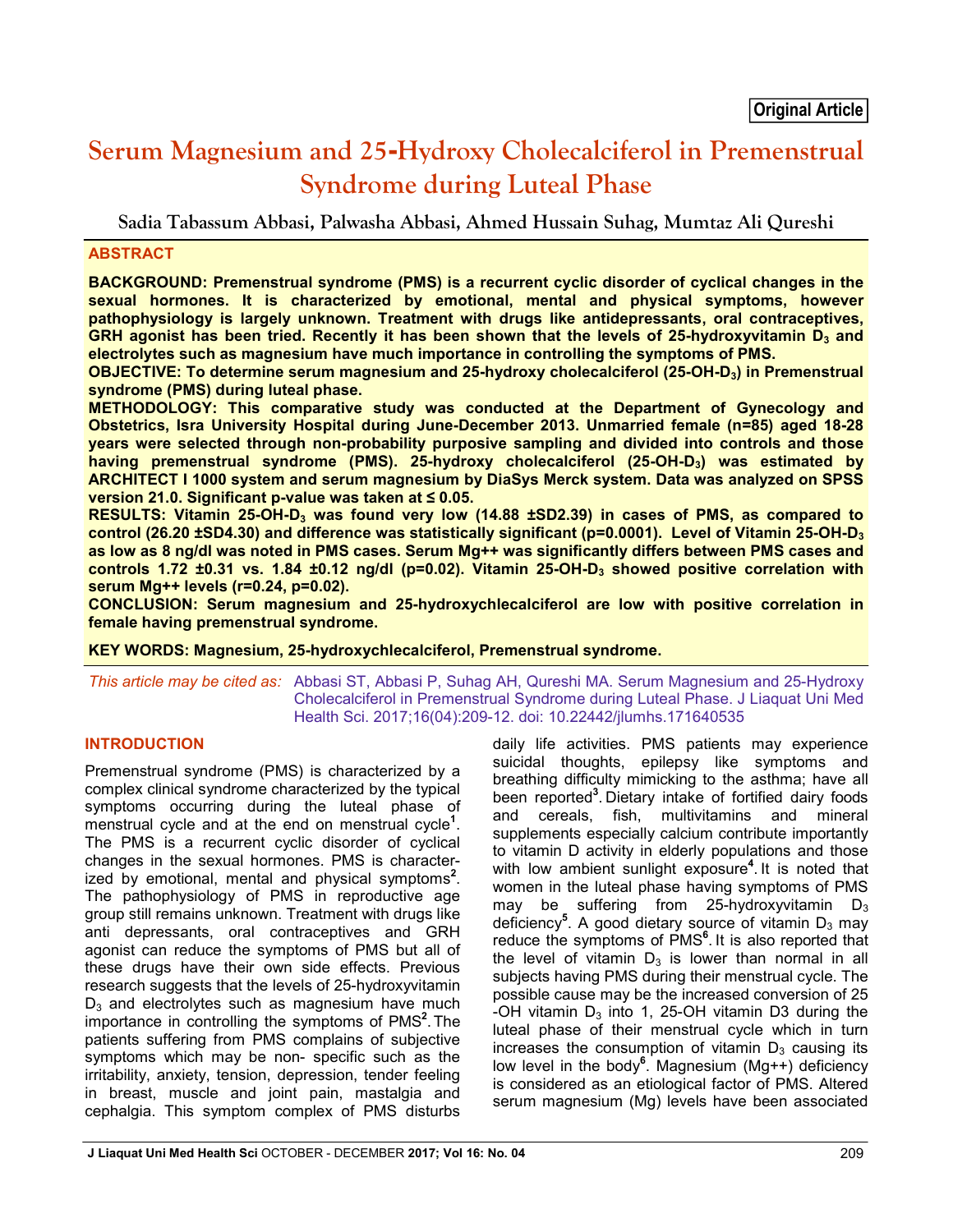**Original Article**

# Serum Magnesium and 25-Hydroxy Cholecalciferol in Premenstrual Syndrome during Luteal Phase

**Sadia Tabassum Abbasi, Palwasha Abbasi, Ahmed Hussain Suhag, Mumtaz Ali Qureshi**

## ABSTRACT

**BACKGROUND: Premenstrual syndrome (PMS) is a recurrent cyclic disorder of cyclical changes in the sexual hormones. It is characterized by emotional, mental and physical symptoms, however pathophysiology is largely unknown. Treatment with drugs like antidepressants, oral contraceptives, GRH agonist has been tried. Recently it has been shown that the levels of 25-hydroxyvitamin $D_3$ and electrolytes such as magnesium have much importance in controlling the symptoms of PMS.**

**OBJECTIVE: To determine serum magnesium and 25-hydroxy cholecalciferol (25-OH-$D_3$) in Premenstrual syndrome (PMS) during luteal phase.**

**METHODOLOGY: This comparative study was conducted at the Department of Gynecology and Obstetrics, Isra University Hospital during June-December 2013. Unmarried female (n=85) aged 18-28 years were selected through non-probability purposive sampling and divided into controls and those having premenstrual syndrome (PMS). 25-hydroxy cholecalciferol (25-OH-$D_3$) was estimated by ARCHITECT I 1000 system and serum magnesium by DiaSys Merck system. Data was analyzed on SPSS version 21.0. Significant p-value was taken at ≤ 0.05.**

**RESULTS: Vitamin 25-OH-$D_3$ was found very low (14.88 ±SD2.39) in cases of PMS, as compared to control (26.20 ±SD4.30) and difference was statistically significant (p=0.0001). Level of Vitamin 25-OH-$D_3$ as low as 8 ng/dl was noted in PMS cases. Serum Mg++ was significantly differs between PMS cases and controls 1.72 ±0.31 vs. 1.84 ±0.12 ng/dl (p=0.02). Vitamin 25-OH-$D_3$ showed positive correlation with serum Mg++ levels (r=0.24, p=0.02).**

**CONCLUSION: Serum magnesium and 25-hydroxychlecalciferol are low with positive correlation in female having premenstrual syndrome.**

**KEY WORDS: Magnesium, 25-hydroxychlecalciferol, Premenstrual syndrome.**

*This article may be cited as:* Abbasi ST, Abbasi P, Suhag AH, Qureshi MA. Serum Magnesium and 25-Hydroxy Cholecalciferol in Premenstrual Syndrome during Luteal Phase. J Liaquat Uni Med Health Sci. 2017;16(04):209-12. doi: 10.22442/jlumhs.171640535

## INTRODUCTION

Premenstrual syndrome (PMS) is characterized by a complex clinical syndrome characterized by the typical symptoms occurring during the luteal phase of menstrual cycle and at the end on menstrual cycle[1]. The PMS is a recurrent cyclic disorder of cyclical changes in the sexual hormones. PMS is characterized by emotional, mental and physical symptoms[2]. The pathophysiology of PMS in reproductive age group still remains unknown. Treatment with drugs like anti depressants, oral contraceptives and GRH agonist can reduce the symptoms of PMS but all of these drugs have their own side effects. Previous research suggests that the levels of 25-hydroxyvitamin $D_3$ and electrolytes such as magnesium have much importance in controlling the symptoms of PMS[2]. The patients suffering from PMS complains of subjective symptoms which may be non- specific such as the irritability, anxiety, tension, depression, tender feeling in breast, muscle and joint pain, mastalgia and cephalgia. This symptom complex of PMS disturbs daily life activities. PMS patients may experience suicidal thoughts, epilepsy like symptoms and breathing difficulty mimicking to the asthma; have all been reported[3]. Dietary intake of fortified dairy foods and cereals, fish, multivitamins and mineral supplements especially calcium contribute importantly to vitamin D activity in elderly populations and those with low ambient sunlight exposure[4]. It is noted that women in the luteal phase having symptoms of PMS may be suffering from 25-hydroxyvitamin $D_3$ deficiency[5]. A good dietary source of vitamin $D_3$ may reduce the symptoms of PMS[6]. It is also reported that the level of vitamin $D_3$ is lower than normal in all subjects having PMS during their menstrual cycle. The possible cause may be the increased conversion of 25 -OH vitamin $D_3$ into 1, 25-OH vitamin D3 during the luteal phase of their menstrual cycle which in turn increases the consumption of vitamin $D_3$ causing its low level in the body[6]. Magnesium (Mg++) deficiency is considered as an etiological factor of PMS. Altered serum magnesium (Mg) levels have been associated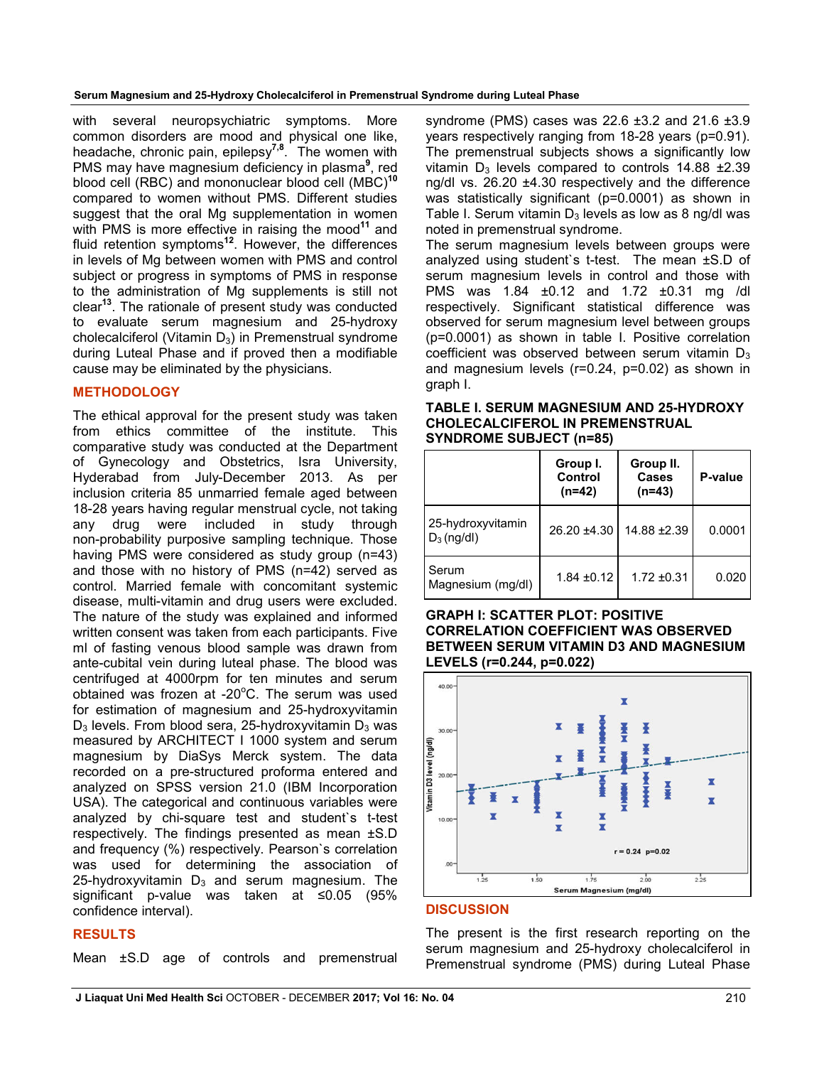with several neuropsychiatric symptoms. More common disorders are mood and physical one like, headache, chronic pain, epilepsy[7,8]. The women with PMS may have magnesium deficiency in plasma[9], red blood cell (RBC) and mononuclear blood cell (MBC)[10] compared to women without PMS. Different studies suggest that the oral Mg supplementation in women with PMS is more effective in raising the mood[11] and fluid retention symptoms[12]. However, the differences in levels of Mg between women with PMS and control subject or progress in symptoms of PMS in response to the administration of Mg supplements is still not clear[13]. The rationale of present study was conducted to evaluate serum magnesium and 25-hydroxy cholecalciferol (Vitamin $D_3$) in Premenstrual syndrome during Luteal Phase and if proved then a modifiable cause may be eliminated by the physicians.

## METHODOLOGY

The ethical approval for the present study was taken from ethics committee of the institute. This comparative study was conducted at the Department of Gynecology and Obstetrics, Isra University, Hyderabad from July-December 2013. As per inclusion criteria 85 unmarried female aged between 18-28 years having regular menstrual cycle, not taking any drug were included in study through non-probability purposive sampling technique. Those having PMS were considered as study group (n=43) and those with no history of PMS (n=42) served as control. Married female with concomitant systemic disease, multi-vitamin and drug users were excluded. The nature of the study was explained and informed written consent was taken from each participants. Five ml of fasting venous blood sample was drawn from ante-cubital vein during luteal phase. The blood was centrifuged at 4000rpm for ten minutes and serum obtained was frozen at -20°C. The serum was used for estimation of magnesium and 25-hydroxyvitamin $D_3$ levels. From blood sera, 25-hydroxyvitamin $D_3$ was measured by ARCHITECT I 1000 system and serum magnesium by DiaSys Merck system. The data recorded on a pre-structured proforma entered and analyzed on SPSS version 21.0 (IBM Incorporation USA). The categorical and continuous variables were analyzed by chi-square test and student`s t-test respectively. The findings presented as mean ±S.D and frequency (%) respectively. Pearson`s correlation was used for determining the association of 25-hydroxyvitamin $D_3$ and serum magnesium. The significant p-value was taken at ≤0.05 (95% confidence interval).

## RESULTS

Mean ±S.D age of controls and premenstrual syndrome (PMS) cases was 22.6 ±3.2 and 21.6 ±3.9 years respectively ranging from 18-28 years (p=0.91). The premenstrual subjects shows a significantly low vitamin $D_3$ levels compared to controls 14.88 ±2.39 ng/dl vs. 26.20 ±4.30 respectively and the difference was statistically significant (p=0.0001) as shown in Table I. Serum vitamin $D_3$ levels as low as 8 ng/dl was noted in premenstrual syndrome.

The serum magnesium levels between groups were analyzed using student`s t-test. The mean ±S.D of serum magnesium levels in control and those with PMS was 1.84 ±0.12 and 1.72 ±0.31 mg /dl respectively. Significant statistical difference was observed for serum magnesium level between groups (p=0.0001) as shown in table I. Positive correlation coefficient was observed between serum vitamin $D_3$ and magnesium levels (r=0.24, p=0.02) as shown in graph I.

**TABLE I. SERUM MAGNESIUM AND 25-HYDROXY CHOLECALCIFEROL IN PREMENSTRUAL SYNDROME SUBJECT (n=85)**

| | Group I. Control (n=42) | Group II. Cases (n=43) | P-value |
|---|---|---|---|
| 25-hydroxyvitamin $D_3$ (ng/dl) | 26.20 ±4.30 | 14.88 ±2.39 | 0.0001 |
| Serum Magnesium (mg/dl) | 1.84 ±0.12 | 1.72 ±0.31 | 0.020 |

**GRAPH I: SCATTER PLOT: POSITIVE CORRELATION COEFFICIENT WAS OBSERVED BETWEEN SERUM VITAMIN D3 AND MAGNESIUM LEVELS (r=0.244, p=0.022)**

## DISCUSSION

The present is the first research reporting on the serum magnesium and 25-hydroxy cholecalciferol in Premenstrual syndrome (PMS) during Luteal Phase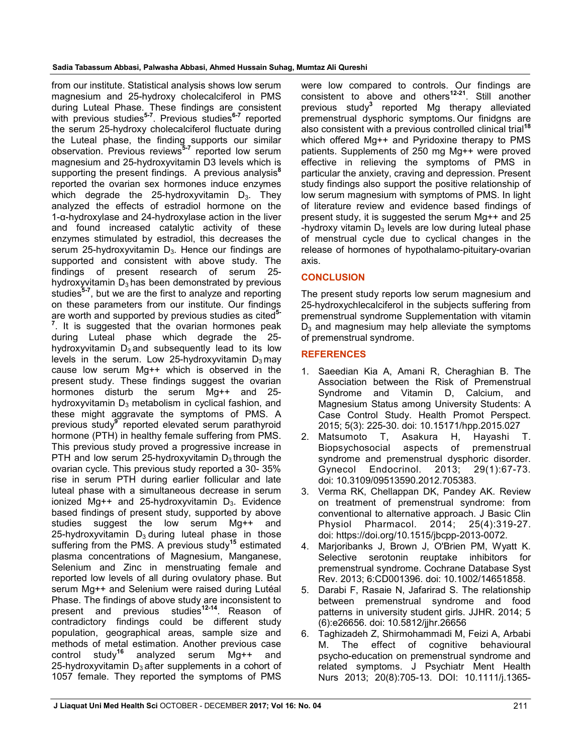from our institute. Statistical analysis shows low serum magnesium and 25-hydroxy cholecalciferol in PMS during Luteal Phase. These findings are consistent with previous studies[5-7]. Previous studies[6-7] reported the serum 25-hydroxy cholecalciferol fluctuate during the Luteal phase, the finding supports our similar observation. Previous reviews[5-7] reported low serum magnesium and 25-hydroxyvitamin D3 levels which is supporting the present findings. A previous analysis[8] reported the ovarian sex hormones induce enzymes which degrade the 25-hydroxyvitamin $D_3$. They analyzed the effects of estradiol hormone on the 1-α-hydroxylase and 24-hydroxylase action in the liver and found increased catalytic activity of these enzymes stimulated by estradiol, this decreases the serum 25-hydroxyvitamin $D_3$. Hence our findings are supported and consistent with above study. The findings of present research of serum 25-hydroxyvitamin $D_3$ has been demonstrated by previous studies[5-7], but we are the first to analyze and reporting on these parameters from our institute. Our findings are worth and supported by previous studies as cited[5-7]. It is suggested that the ovarian hormones peak during Luteal phase which degrade the 25-hydroxyvitamin $D_3$ and subsequently lead to its low levels in the serum. Low 25-hydroxyvitamin $D_3$ may cause low serum Mg++ which is observed in the present study. These findings suggest the ovarian hormones disturb the serum Mg++ and 25-hydroxyvitamin $D_3$ metabolism in cyclical fashion, and these might aggravate the symptoms of PMS. A previous study[9] reported elevated serum parathyroid hormone (PTH) in healthy female suffering from PMS. This previous study proved a progressive increase in PTH and low serum 25-hydroxyvitamin $D_3$ through the ovarian cycle. This previous study reported a 30- 35% rise in serum PTH during earlier follicular and late luteal phase with a simultaneous decrease in serum ionized Mg++ and 25-hydroxyvitamin $D_3$. Evidence based findings of present study, supported by above studies suggest the low serum Mg++ and 25-hydroxyvitamin $D_3$ during luteal phase in those suffering from the PMS. A previous study[15] estimated plasma concentrations of Magnesium, Manganese, Selenium and Zinc in menstruating female and reported low levels of all during ovulatory phase. But serum Mg++ and Selenium were raised during Lutéal Phase. The findings of above study are inconsistent to present and previous studies[12-14]. Reason of contradictory findings could be different study population, geographical areas, sample size and methods of metal estimation. Another previous case control study[16] analyzed serum Mg++ and 25-hydroxyvitamin $D_3$ after supplements in a cohort of 1057 female. They reported the symptoms of PMS were low compared to controls. Our findings are consistent to above and others[12-21]. Still another previous study[3] reported Mg therapy alleviated premenstrual dysphoric symptoms. Our finidgns are also consistent with a previous controlled clinical trial[18] which offered Mg++ and Pyridoxine therapy to PMS patients. Supplements of 250 mg Mg++ were proved effective in relieving the symptoms of PMS in particular the anxiety, craving and depression. Present study findings also support the positive relationship of low serum magnesium with symptoms of PMS. In light of literature review and evidence based findings of present study, it is suggested the serum Mg++ and 25 -hydroxy vitamin $D_3$ levels are low during luteal phase of menstrual cycle due to cyclical changes in the release of hormones of hypothalamo-pituitary-ovarian axis.

## CONCLUSION

The present study reports low serum magnesium and 25-hydroxychlecalciferol in the subjects suffering from premenstrual syndrome Supplementation with vitamin $D_3$ and magnesium may help alleviate the symptoms of premenstrual syndrome.

## REFERENCES

1. Saeedian Kia A, Amani R, Cheraghian B. The Association between the Risk of Premenstrual Syndrome and Vitamin D, Calcium, and Magnesium Status among University Students: A Case Control Study. Health Promot Perspect. 2015; 5(3): 225-30. doi: 10.15171/hpp.2015.027
2. Matsumoto T, Asakura H, Hayashi T. Biopsychosocial aspects of premenstrual syndrome and premenstrual dysphoric disorder. Gynecol Endocrinol. 2013; 29(1):67-73. doi: 10.3109/09513590.2012.705383.
3. Verma RK, Chellappan DK, Pandey AK. Review on treatment of premenstrual syndrome: from conventional to alternative approach. J Basic Clin Physiol Pharmacol. 2014; 25(4):319-27. doi: https://doi.org/10.1515/jbcpp-2013-0072.
4. Marjoribanks J, Brown J, O'Brien PM, Wyatt K. Selective serotonin reuptake inhibitors for premenstrual syndrome. Cochrane Database Syst Rev. 2013; 6:CD001396. doi: 10.1002/14651858.
5. Darabi F, Rasaie N, Jafarirad S. The relationship between premenstrual syndrome and food patterns in university student girls. JJHR. 2014; 5 (6):e26656. doi: 10.5812/jjhr.26656
6. Taghizadeh Z, Shirmohammadi M, Feizi A, Arbabi M. The effect of cognitive behavioural psycho-education on premenstrual syndrome and related symptoms. J Psychiatr Ment Health Nurs 2013; 20(8):705-13. DOI: 10.1111/j.1365-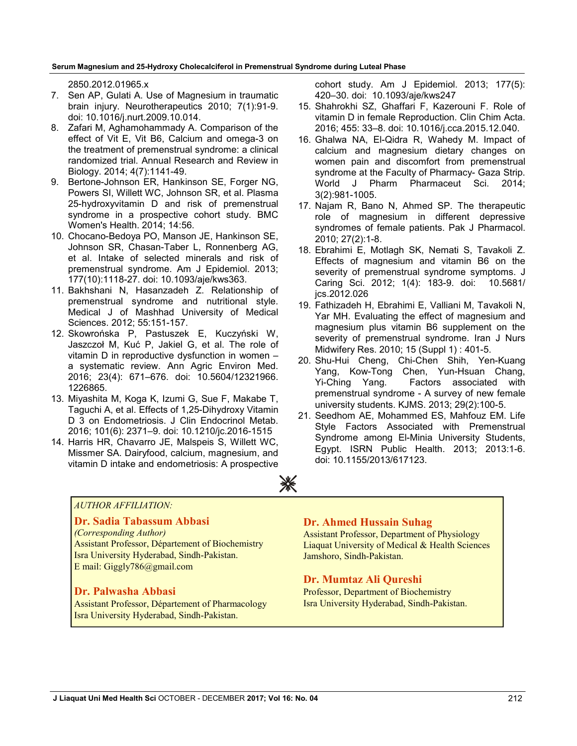2850.2012.01965.x

7. Sen AP, Gulati A. Use of Magnesium in traumatic brain injury. Neurotherapeutics 2010; 7(1):91-9. doi: 10.1016/j.nurt.2009.10.014.
8. Zafari M, Aghamohammady A. Comparison of the effect of Vit E, Vit B6, Calcium and omega-3 on the treatment of premenstrual syndrome: a clinical randomized trial. Annual Research and Review in Biology. 2014; 4(7):1141-49.
9. Bertone-Johnson ER, Hankinson SE, Forger NG, Powers SI, Willett WC, Johnson SR, et al. Plasma 25-hydroxyvitamin D and risk of premenstrual syndrome in a prospective cohort study. BMC Women's Health. 2014; 14:56.
10. Chocano-Bedoya PO, Manson JE, Hankinson SE, Johnson SR, Chasan-Taber L, Ronnenberg AG, et al. Intake of selected minerals and risk of premenstrual syndrome. Am J Epidemiol. 2013; 177(10):1118-27. doi: 10.1093/aje/kws363.
11. Bakhshani N, Hasanzadeh Z. Relationship of premenstrual syndrome and nutritional style. Medical J of Mashhad University of Medical Sciences. 2012; 55:151-157.
12. Skowrońska P, Pastuszek E, Kuczyński W, Jaszczoł M, Kuć P, Jakiel G, et al. The role of vitamin D in reproductive dysfunction in women – a systematic review. Ann Agric Environ Med. 2016; 23(4): 671–676. doi: 10.5604/12321966.1226865.
13. Miyashita M, Koga K, Izumi G, Sue F, Makabe T, Taguchi A, et al. Effects of 1,25-Dihydroxy Vitamin D 3 on Endometriosis. J Clin Endocrinol Metab. 2016; 101(6): 2371–9. doi: 10.1210/jc.2016-1515
14. Harris HR, Chavarro JE, Malspeis S, Willett WC, Missmer SA. Dairyfood, calcium, magnesium, and vitamin D intake and endometriosis: A prospective cohort study. Am J Epidemiol. 2013; 177(5): 420–30. doi: 10.1093/aje/kws247
15. Shahrokhi SZ, Ghaffari F, Kazerouni F. Role of vitamin D in female Reproduction. Clin Chim Acta. 2016; 455: 33–8. doi: 10.1016/j.cca.2015.12.040.
16. Ghalwa NA, El-Qidra R, Wahedy M. Impact of calcium and magnesium dietary changes on women pain and discomfort from premenstrual syndrome at the Faculty of Pharmacy- Gaza Strip. World J Pharm Pharmaceut Sci. 2014; 3(2):981-1005.
17. Najam R, Bano N, Ahmed SP. The therapeutic role of magnesium in different depressive syndromes of female patients. Pak J Pharmacol. 2010; 27(2):1-8.
18. Ebrahimi E, Motlagh SK, Nemati S, Tavakoli Z. Effects of magnesium and vitamin B6 on the severity of premenstrual syndrome symptoms. J Caring Sci. 2012; 1(4): 183-9. doi: 10.5681/jcs.2012.026
19. Fathizadeh H, Ebrahimi E, Valliani M, Tavakoli N, Yar MH. Evaluating the effect of magnesium and magnesium plus vitamin B6 supplement on the severity of premenstrual syndrome. Iran J Nurs Midwifery Res. 2010; 15 (Suppl 1) : 401-5.
20. Shu-Hui Cheng, Chi-Chen Shih, Yen-Kuang Yang, Kow-Tong Chen, Yun-Hsuan Chang, Yi-Ching Yang. Factors associated with premenstrual syndrome - A survey of new female university students. KJMS. 2013; 29(2):100-5.
21. Seedhom AE, Mohammed ES, Mahfouz EM. Life Style Factors Associated with Premenstrual Syndrome among El-Minia University Students, Egypt. ISRN Public Health. 2013; 2013:1-6. doi: 10.1155/2013/617123.

*AUTHOR AFFILIATION:*

**Dr. Sadia Tabassum Abbasi**
*(Corresponding Author)*
Assistant Professor, Département of Biochemistry
Isra University Hyderabad, Sindh-Pakistan.
E mail: Giggly786@gmail.com

**Dr. Palwasha Abbasi**
Assistant Professor, Département of Pharmacology
Isra University Hyderabad, Sindh-Pakistan.

**Dr. Ahmed Hussain Suhag**
Assistant Professor, Department of Physiology
Liaquat University of Medical & Health Sciences
Jamshoro, Sindh-Pakistan.

**Dr. Mumtaz Ali Qureshi**
Professor, Department of Biochemistry
Isra University Hyderabad, Sindh-Pakistan.